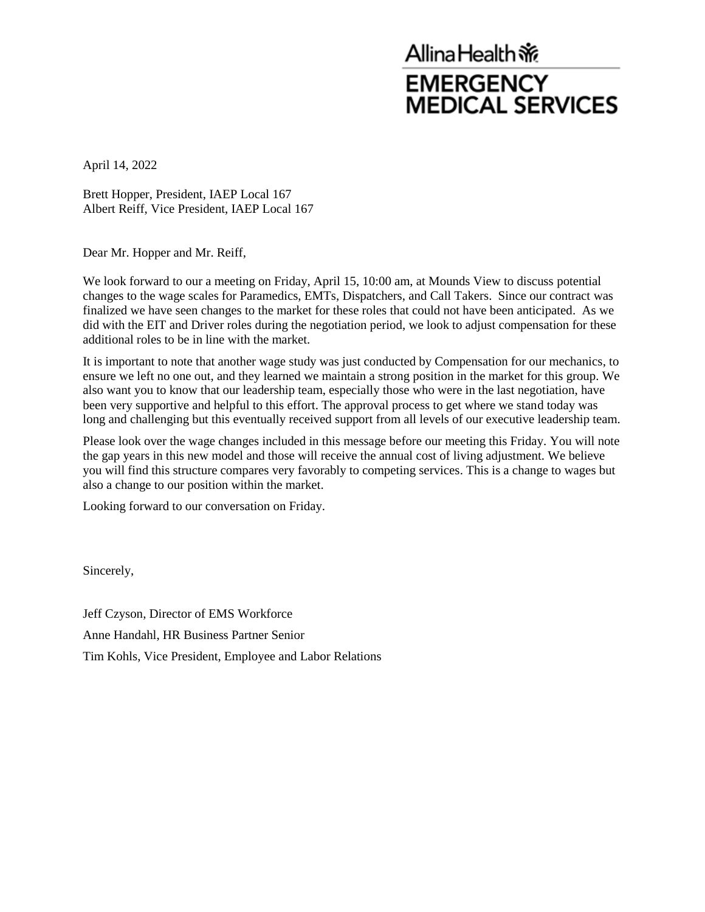Allina Health

**EMERGENCY MEDICAL SERVICES**

April 14, 2022

Brett Hopper, President, IAEP Local 167
Albert Reiff, Vice President, IAEP Local 167

Dear Mr. Hopper and Mr. Reiff,

We look forward to our a meeting on Friday, April 15, 10:00 am, at Mounds View to discuss potential changes to the wage scales for Paramedics, EMTs, Dispatchers, and Call Takers. Since our contract was finalized we have seen changes to the market for these roles that could not have been anticipated. As we did with the EIT and Driver roles during the negotiation period, we look to adjust compensation for these additional roles to be in line with the market.

It is important to note that another wage study was just conducted by Compensation for our mechanics, to ensure we left no one out, and they learned we maintain a strong position in the market for this group. We also want you to know that our leadership team, especially those who were in the last negotiation, have been very supportive and helpful to this effort. The approval process to get where we stand today was long and challenging but this eventually received support from all levels of our executive leadership team.

Please look over the wage changes included in this message before our meeting this Friday. You will note the gap years in this new model and those will receive the annual cost of living adjustment. We believe you will find this structure compares very favorably to competing services. This is a change to wages but also a change to our position within the market.

Looking forward to our conversation on Friday.

Sincerely,

Jeff Czyson, Director of EMS Workforce

Anne Handahl, HR Business Partner Senior

Tim Kohls, Vice President, Employee and Labor Relations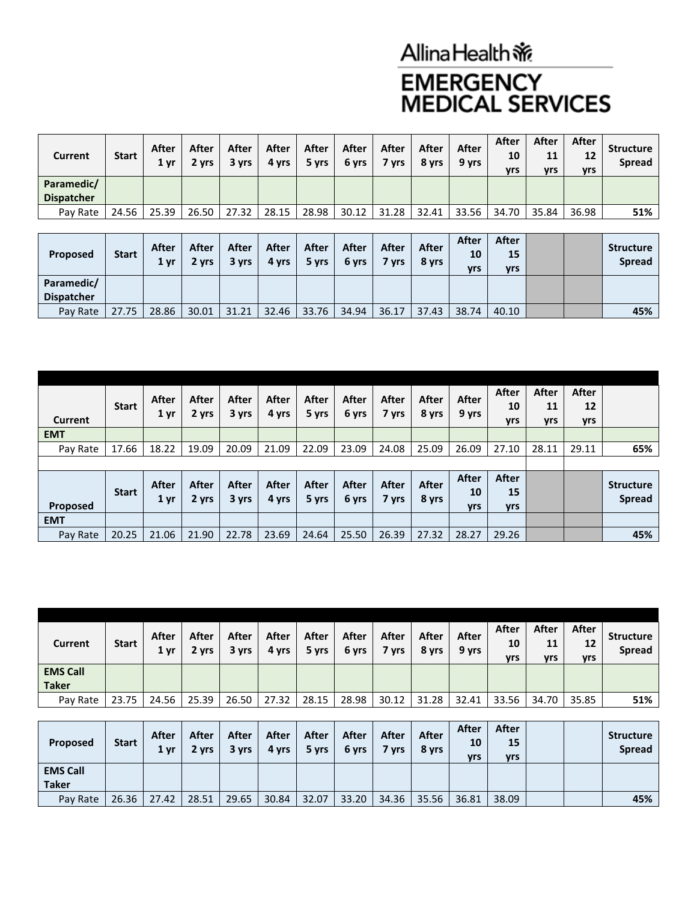Allina Health

EMERGENCY MEDICAL SERVICES

| Current | Start | After 1 yr | After 2 yrs | After 3 yrs | After 4 yrs | After 5 yrs | After 6 yrs | After 7 yrs | After 8 yrs | After 9 yrs | After 10 yrs | After 11 yrs | After 12 yrs | Structure Spread |
|---|---|---|---|---|---|---|---|---|---|---|---|---|---|---|
| **Paramedic/ Dispatcher** | | | | | | | | | | | | | | |
| Pay Rate | 24.56 | 25.39 | 26.50 | 27.32 | 28.15 | 28.98 | 30.12 | 31.28 | 32.41 | 33.56 | 34.70 | 35.84 | 36.98 | 51% |

| Proposed | Start | After 1 yr | After 2 yrs | After 3 yrs | After 4 yrs | After 5 yrs | After 6 yrs | After 7 yrs | After 8 yrs | After 10 yrs | After 15 yrs | | | Structure Spread |
|---|---|---|---|---|---|---|---|---|---|---|---|---|---|---|
| **Paramedic/ Dispatcher** | | | | | | | | | | | | | | |
| Pay Rate | 27.75 | 28.86 | 30.01 | 31.21 | 32.46 | 33.76 | 34.94 | 36.17 | 37.43 | 38.74 | 40.10 | | | 45% |

| Current | Start | After 1 yr | After 2 yrs | After 3 yrs | After 4 yrs | After 5 yrs | After 6 yrs | After 7 yrs | After 8 yrs | After 9 yrs | After 10 yrs | After 11 yrs | After 12 yrs | |
|---|---|---|---|---|---|---|---|---|---|---|---|---|---|---|
| **EMT** | | | | | | | | | | | | | | |
| Pay Rate | 17.66 | 18.22 | 19.09 | 20.09 | 21.09 | 22.09 | 23.09 | 24.08 | 25.09 | 26.09 | 27.10 | 28.11 | 29.11 | 65% |

| Proposed | Start | After 1 yr | After 2 yrs | After 3 yrs | After 4 yrs | After 5 yrs | After 6 yrs | After 7 yrs | After 8 yrs | After 10 yrs | After 15 yrs | | | Structure Spread |
|---|---|---|---|---|---|---|---|---|---|---|---|---|---|---|
| **EMT** | | | | | | | | | | | | | | |
| Pay Rate | 20.25 | 21.06 | 21.90 | 22.78 | 23.69 | 24.64 | 25.50 | 26.39 | 27.32 | 28.27 | 29.26 | | | 45% |

| Current | Start | After 1 yr | After 2 yrs | After 3 yrs | After 4 yrs | After 5 yrs | After 6 yrs | After 7 yrs | After 8 yrs | After 9 yrs | After 10 yrs | After 11 yrs | After 12 yrs | Structure Spread |
|---|---|---|---|---|---|---|---|---|---|---|---|---|---|---|
| **EMS Call Taker** | | | | | | | | | | | | | | |
| Pay Rate | 23.75 | 24.56 | 25.39 | 26.50 | 27.32 | 28.15 | 28.98 | 30.12 | 31.28 | 32.41 | 33.56 | 34.70 | 35.85 | 51% |

| Proposed | Start | After 1 yr | After 2 yrs | After 3 yrs | After 4 yrs | After 5 yrs | After 6 yrs | After 7 yrs | After 8 yrs | After 10 yrs | After 15 yrs | | | Structure Spread |
|---|---|---|---|---|---|---|---|---|---|---|---|---|---|---|
| **EMS Call Taker** | | | | | | | | | | | | | | |
| Pay Rate | 26.36 | 27.42 | 28.51 | 29.65 | 30.84 | 32.07 | 33.20 | 34.36 | 35.56 | 36.81 | 38.09 | | | 45% |